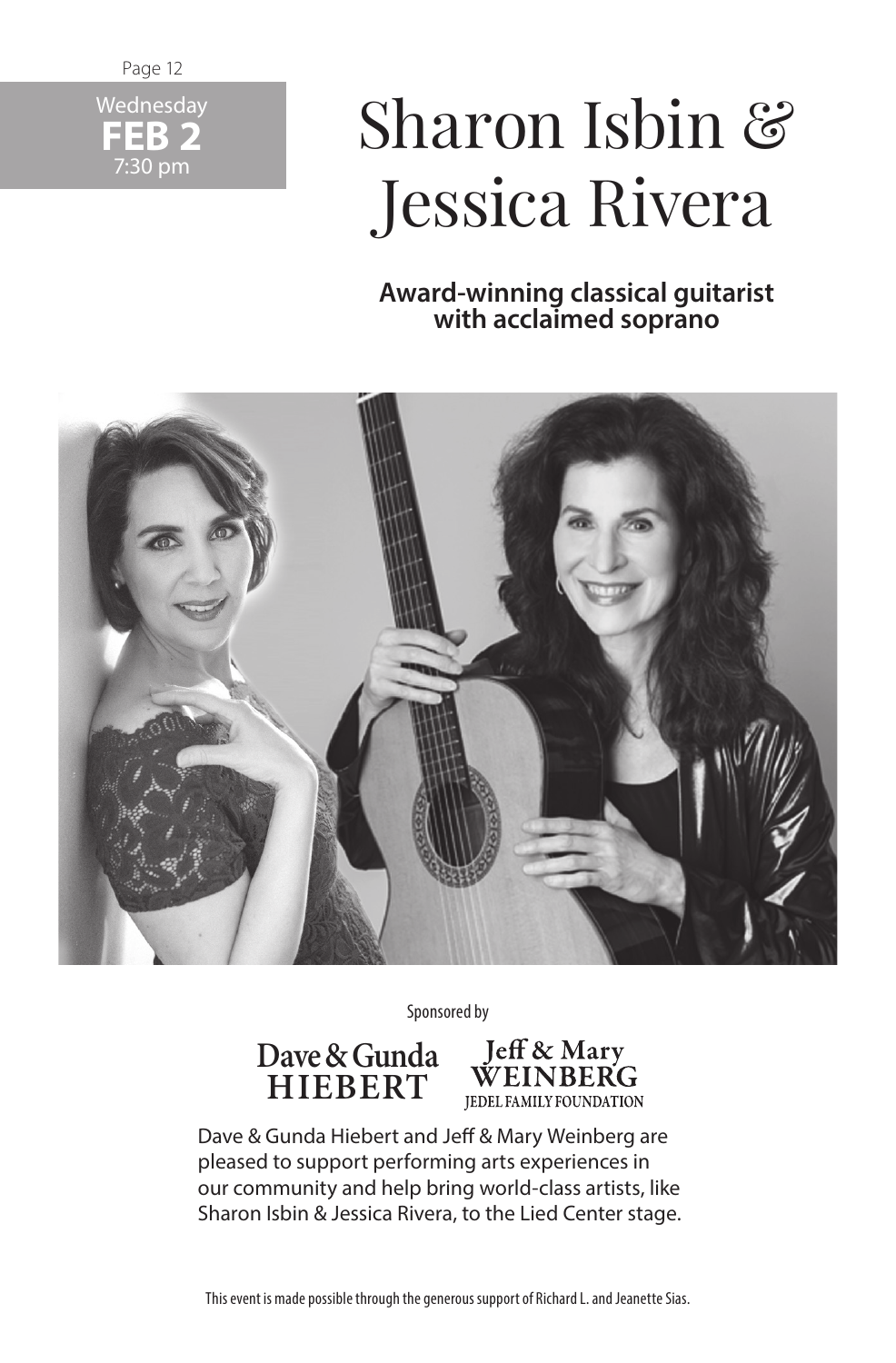Wednesday
**FEB 2**
7:30 pm

# Sharon Isbin & Jessica Rivera

**Award-winning classical guitarist with acclaimed soprano**

Sponsored by

Dave & Gunda HIEBERT

Jeff & Mary WEINBERG
JEDEL FAMILY FOUNDATION

Dave & Gunda Hiebert and Jeff & Mary Weinberg are pleased to support performing arts experiences in our community and help bring world-class artists, like Sharon Isbin & Jessica Rivera, to the Lied Center stage.

This event is made possible through the generous support of Richard L. and Jeanette Sias.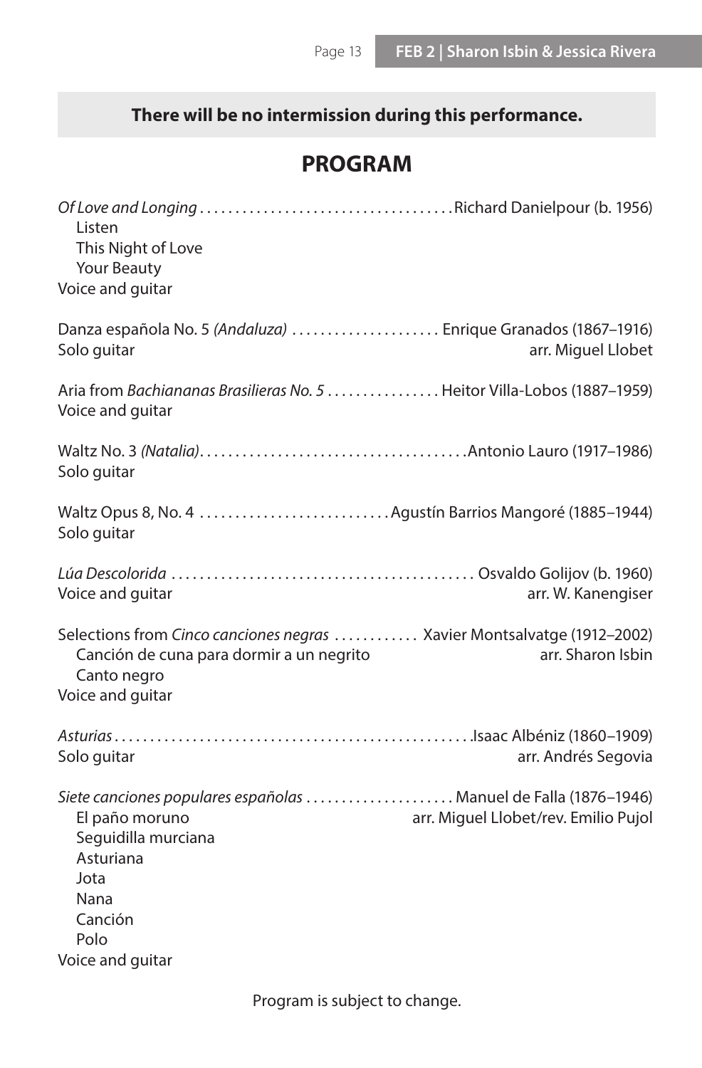**There will be no intermission during this performance.**

## PROGRAM

*Of Love and Longing* . . . . . . . . . . . . . . . . . . . . . . . . . . . . . . . . . . . Richard Danielpour (b. 1956)
  Listen
  This Night of Love
  Your Beauty
Voice and guitar

Danza española No. 5 *(Andaluza)* . . . . . . . . . . . . . . . . . . . . . Enrique Granados (1867–1916)
Solo guitar — arr. Miguel Llobet

Aria from *Bachiananas Brasilieras No. 5* . . . . . . . . . . . . . . . . Heitor Villa-Lobos (1887–1959)
Voice and guitar

Waltz No. 3 *(Natalia)*. . . . . . . . . . . . . . . . . . . . . . . . . . . . . . . . . . . . . . Antonio Lauro (1917–1986)
Solo guitar

Waltz Opus 8, No. 4 . . . . . . . . . . . . . . . . . . . . . . . . . . . Agustín Barrios Mangoré (1885–1944)
Solo guitar

*Lúa Descolorida* . . . . . . . . . . . . . . . . . . . . . . . . . . . . . . . . . . . . . . . . . . . Osvaldo Golijov (b. 1960)
Voice and guitar — arr. W. Kanengiser

Selections from *Cinco canciones negras* . . . . . . . . . . . . Xavier Montsalvatge (1912–2002)
  Canción de cuna para dormir a un negrito — arr. Sharon Isbin
  Canto negro
Voice and guitar

*Asturias* . . . . . . . . . . . . . . . . . . . . . . . . . . . . . . . . . . . . . . . . . . . . . . . . . . Isaac Albéniz (1860–1909)
Solo guitar — arr. Andrés Segovia

*Siete canciones populares españolas* . . . . . . . . . . . . . . . . . . . . . Manuel de Falla (1876–1946)
  El paño moruno — arr. Miguel Llobet/rev. Emilio Pujol
  Seguidilla murciana
  Asturiana
  Jota
  Nana
  Canción
  Polo
Voice and guitar

Program is subject to change.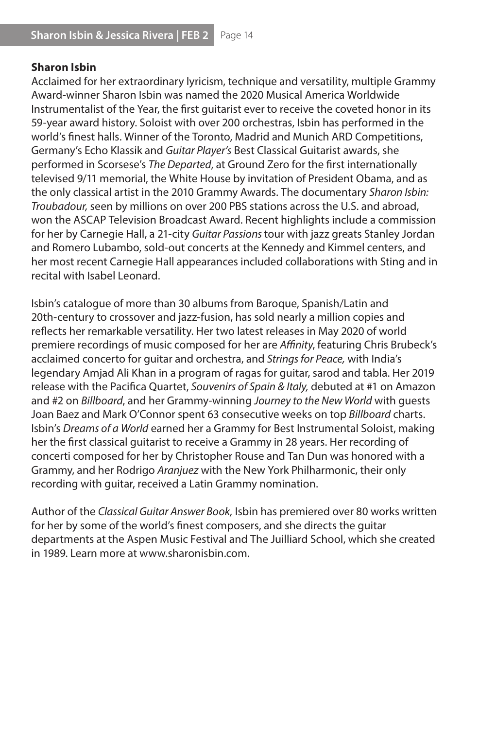**Sharon Isbin**

Acclaimed for her extraordinary lyricism, technique and versatility, multiple Grammy Award-winner Sharon Isbin was named the 2020 Musical America Worldwide Instrumentalist of the Year, the first guitarist ever to receive the coveted honor in its 59-year award history. Soloist with over 200 orchestras, Isbin has performed in the world's finest halls. Winner of the Toronto, Madrid and Munich ARD Competitions, Germany's Echo Klassik and *Guitar Player's* Best Classical Guitarist awards, she performed in Scorsese's *The Departed*, at Ground Zero for the first internationally televised 9/11 memorial, the White House by invitation of President Obama, and as the only classical artist in the 2010 Grammy Awards. The documentary *Sharon Isbin: Troubadour,* seen by millions on over 200 PBS stations across the U.S. and abroad, won the ASCAP Television Broadcast Award. Recent highlights include a commission for her by Carnegie Hall, a 21-city *Guitar Passions* tour with jazz greats Stanley Jordan and Romero Lubambo, sold-out concerts at the Kennedy and Kimmel centers, and her most recent Carnegie Hall appearances included collaborations with Sting and in recital with Isabel Leonard.

Isbin's catalogue of more than 30 albums from Baroque, Spanish/Latin and 20th-century to crossover and jazz-fusion, has sold nearly a million copies and reflects her remarkable versatility. Her two latest releases in May 2020 of world premiere recordings of music composed for her are *Affinity*, featuring Chris Brubeck's acclaimed concerto for guitar and orchestra, and *Strings for Peace,* with India's legendary Amjad Ali Khan in a program of ragas for guitar, sarod and tabla. Her 2019 release with the Pacifica Quartet, *Souvenirs of Spain & Italy,* debuted at #1 on Amazon and #2 on *Billboard*, and her Grammy-winning *Journey to the New World* with guests Joan Baez and Mark O'Connor spent 63 consecutive weeks on top *Billboard* charts. Isbin's *Dreams of a World* earned her a Grammy for Best Instrumental Soloist, making her the first classical guitarist to receive a Grammy in 28 years. Her recording of concerti composed for her by Christopher Rouse and Tan Dun was honored with a Grammy, and her Rodrigo *Aranjuez* with the New York Philharmonic, their only recording with guitar, received a Latin Grammy nomination.

Author of the *Classical Guitar Answer Book,* Isbin has premiered over 80 works written for her by some of the world's finest composers, and she directs the guitar departments at the Aspen Music Festival and The Juilliard School, which she created in 1989. Learn more at www.sharonisbin.com.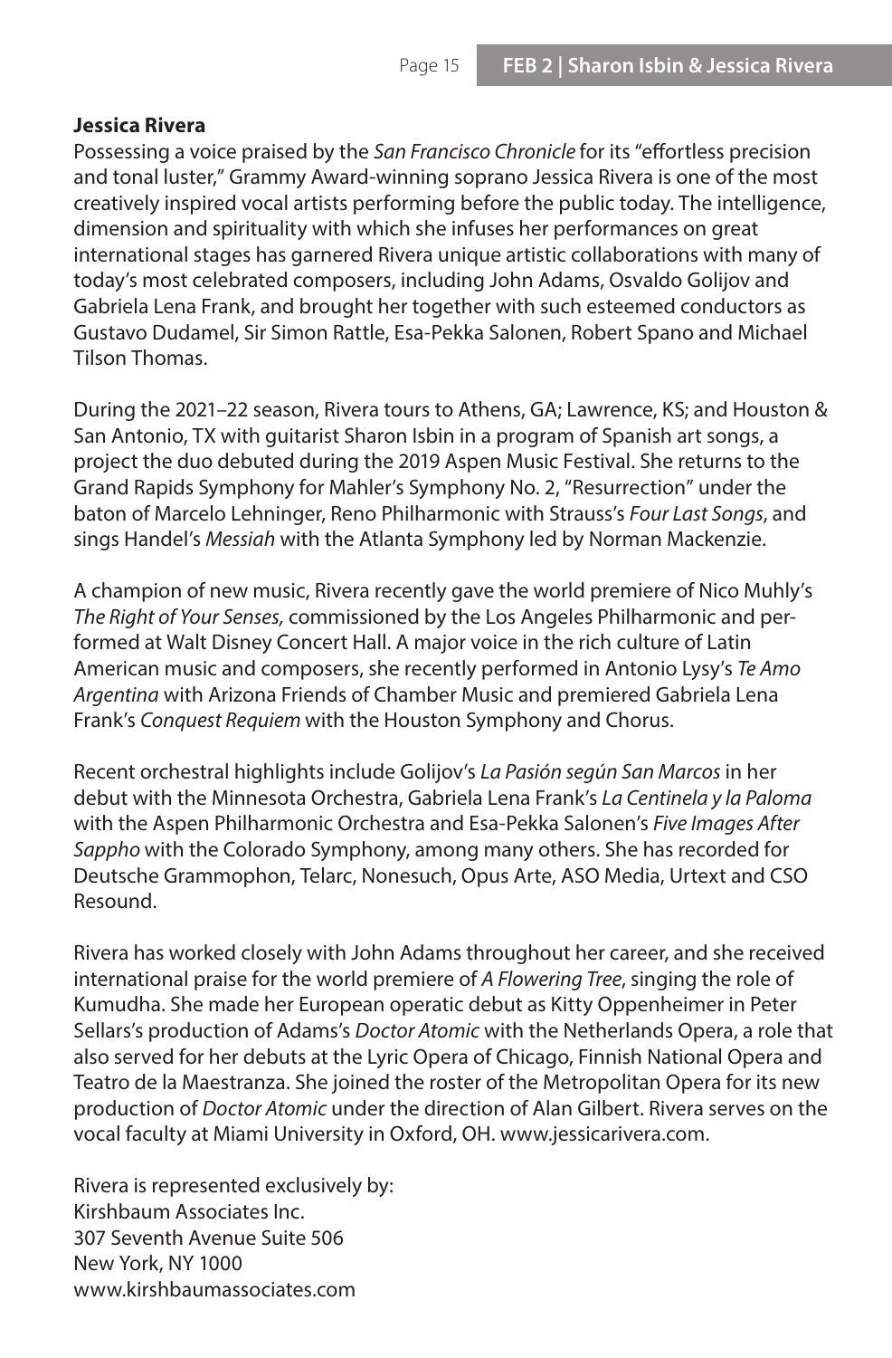**Jessica Rivera**

Possessing a voice praised by the *San Francisco Chronicle* for its "effortless precision and tonal luster," Grammy Award-winning soprano Jessica Rivera is one of the most creatively inspired vocal artists performing before the public today. The intelligence, dimension and spirituality with which she infuses her performances on great international stages has garnered Rivera unique artistic collaborations with many of today's most celebrated composers, including John Adams, Osvaldo Golijov and Gabriela Lena Frank, and brought her together with such esteemed conductors as Gustavo Dudamel, Sir Simon Rattle, Esa-Pekka Salonen, Robert Spano and Michael Tilson Thomas.

During the 2021–22 season, Rivera tours to Athens, GA; Lawrence, KS; and Houston & San Antonio, TX with guitarist Sharon Isbin in a program of Spanish art songs, a project the duo debuted during the 2019 Aspen Music Festival. She returns to the Grand Rapids Symphony for Mahler's Symphony No. 2, "Resurrection" under the baton of Marcelo Lehninger, Reno Philharmonic with Strauss's *Four Last Songs*, and sings Handel's *Messiah* with the Atlanta Symphony led by Norman Mackenzie.

A champion of new music, Rivera recently gave the world premiere of Nico Muhly's *The Right of Your Senses,* commissioned by the Los Angeles Philharmonic and performed at Walt Disney Concert Hall. A major voice in the rich culture of Latin American music and composers, she recently performed in Antonio Lysy's *Te Amo Argentina* with Arizona Friends of Chamber Music and premiered Gabriela Lena Frank's *Conquest Requiem* with the Houston Symphony and Chorus.

Recent orchestral highlights include Golijov's *La Pasión según San Marcos* in her debut with the Minnesota Orchestra, Gabriela Lena Frank's *La Centinela y la Paloma* with the Aspen Philharmonic Orchestra and Esa-Pekka Salonen's *Five Images After Sappho* with the Colorado Symphony, among many others. She has recorded for Deutsche Grammophon, Telarc, Nonesuch, Opus Arte, ASO Media, Urtext and CSO Resound.

Rivera has worked closely with John Adams throughout her career, and she received international praise for the world premiere of *A Flowering Tree*, singing the role of Kumudha. She made her European operatic debut as Kitty Oppenheimer in Peter Sellars's production of Adams's *Doctor Atomic* with the Netherlands Opera, a role that also served for her debuts at the Lyric Opera of Chicago, Finnish National Opera and Teatro de la Maestranza. She joined the roster of the Metropolitan Opera for its new production of *Doctor Atomic* under the direction of Alan Gilbert. Rivera serves on the vocal faculty at Miami University in Oxford, OH. www.jessicarivera.com.

Rivera is represented exclusively by:
Kirshbaum Associates Inc.
307 Seventh Avenue Suite 506
New York, NY 1000
www.kirshbaumassociates.com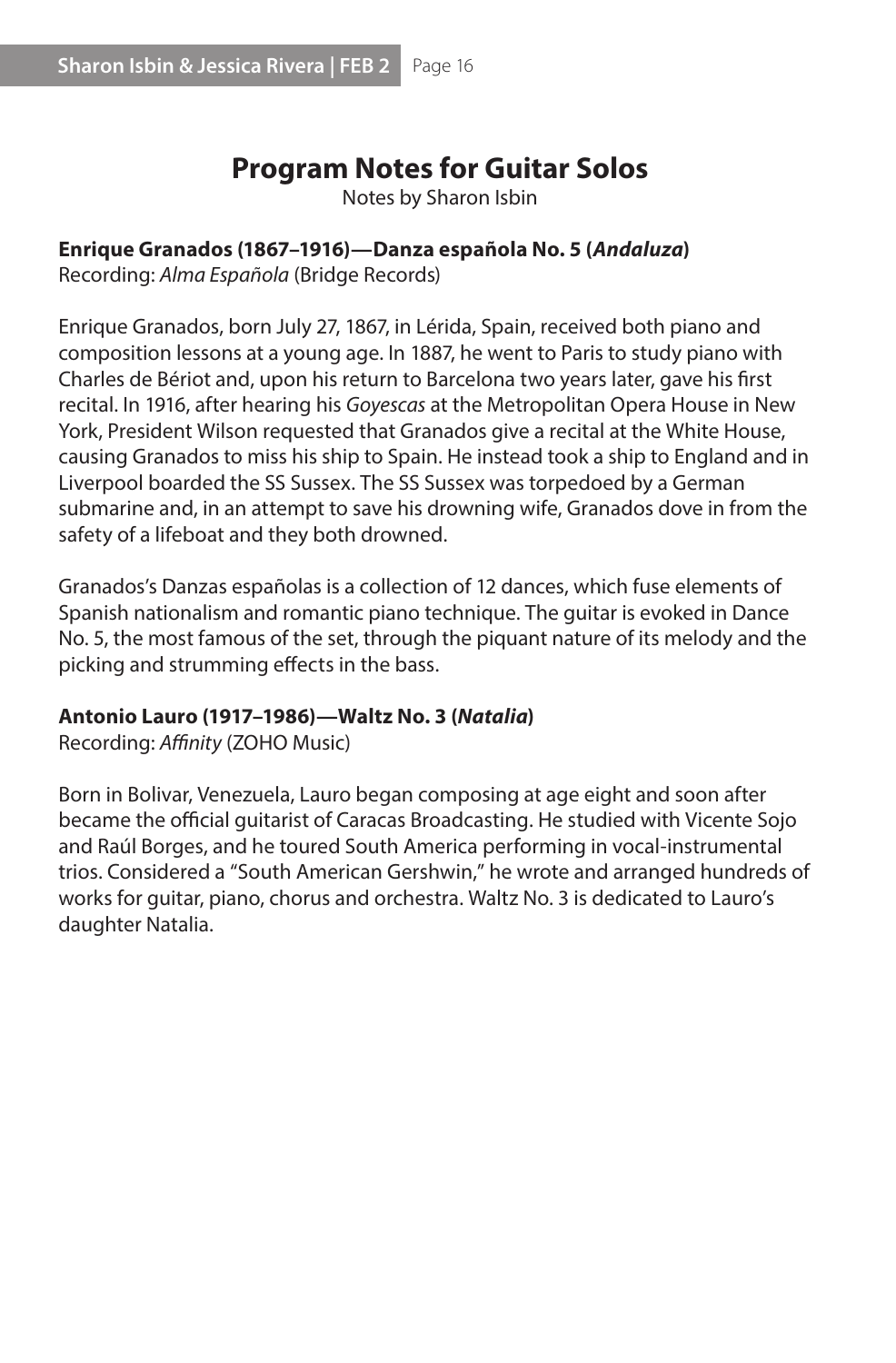# Program Notes for Guitar Solos

Notes by Sharon Isbin

**Enrique Granados (1867–1916)—Danza española No. 5 (*Andaluza*)**
Recording: *Alma Española* (Bridge Records)

Enrique Granados, born July 27, 1867, in Lérida, Spain, received both piano and composition lessons at a young age. In 1887, he went to Paris to study piano with Charles de Bériot and, upon his return to Barcelona two years later, gave his first recital. In 1916, after hearing his *Goyescas* at the Metropolitan Opera House in New York, President Wilson requested that Granados give a recital at the White House, causing Granados to miss his ship to Spain. He instead took a ship to England and in Liverpool boarded the SS Sussex. The SS Sussex was torpedoed by a German submarine and, in an attempt to save his drowning wife, Granados dove in from the safety of a lifeboat and they both drowned.

Granados's Danzas españolas is a collection of 12 dances, which fuse elements of Spanish nationalism and romantic piano technique. The guitar is evoked in Dance No. 5, the most famous of the set, through the piquant nature of its melody and the picking and strumming effects in the bass.

**Antonio Lauro (1917–1986)—Waltz No. 3 (*Natalia*)**
Recording: *Affinity* (ZOHO Music)

Born in Bolivar, Venezuela, Lauro began composing at age eight and soon after became the official guitarist of Caracas Broadcasting. He studied with Vicente Sojo and Raúl Borges, and he toured South America performing in vocal-instrumental trios. Considered a "South American Gershwin," he wrote and arranged hundreds of works for guitar, piano, chorus and orchestra. Waltz No. 3 is dedicated to Lauro's daughter Natalia.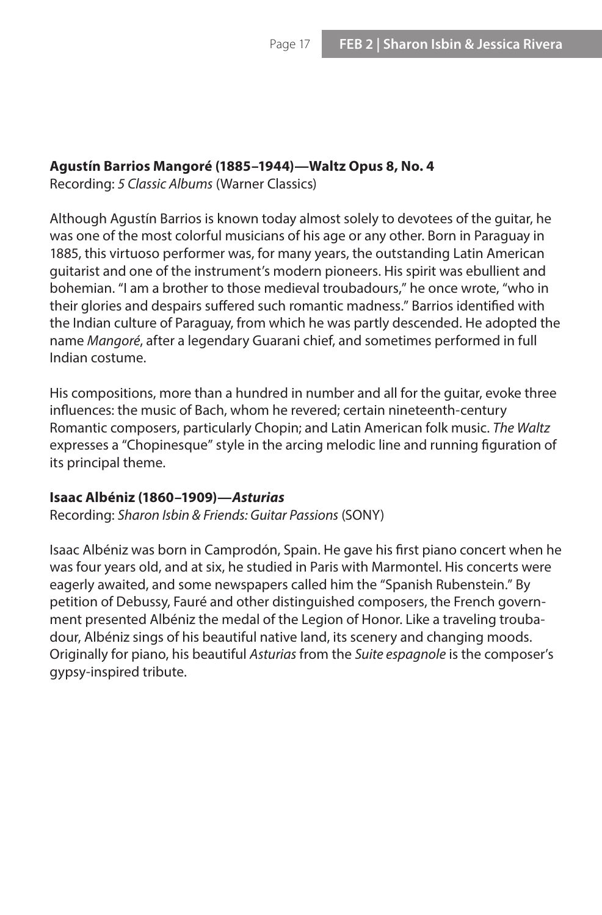**Agustín Barrios Mangoré (1885–1944)—Waltz Opus 8, No. 4**
Recording: *5 Classic Albums* (Warner Classics)

Although Agustín Barrios is known today almost solely to devotees of the guitar, he was one of the most colorful musicians of his age or any other. Born in Paraguay in 1885, this virtuoso performer was, for many years, the outstanding Latin American guitarist and one of the instrument's modern pioneers. His spirit was ebullient and bohemian. "I am a brother to those medieval troubadours," he once wrote, "who in their glories and despairs suffered such romantic madness." Barrios identified with the Indian culture of Paraguay, from which he was partly descended. He adopted the name *Mangoré*, after a legendary Guarani chief, and sometimes performed in full Indian costume.

His compositions, more than a hundred in number and all for the guitar, evoke three influences: the music of Bach, whom he revered; certain nineteenth-century Romantic composers, particularly Chopin; and Latin American folk music. *The Waltz* expresses a "Chopinesque" style in the arcing melodic line and running figuration of its principal theme.

**Isaac Albéniz (1860–1909)—*Asturias***
Recording: *Sharon Isbin & Friends: Guitar Passions* (SONY)

Isaac Albéniz was born in Camprodón, Spain. He gave his first piano concert when he was four years old, and at six, he studied in Paris with Marmontel. His concerts were eagerly awaited, and some newspapers called him the "Spanish Rubenstein." By petition of Debussy, Fauré and other distinguished composers, the French government presented Albéniz the medal of the Legion of Honor. Like a traveling troubadour, Albéniz sings of his beautiful native land, its scenery and changing moods. Originally for piano, his beautiful *Asturias* from the *Suite espagnole* is the composer's gypsy-inspired tribute.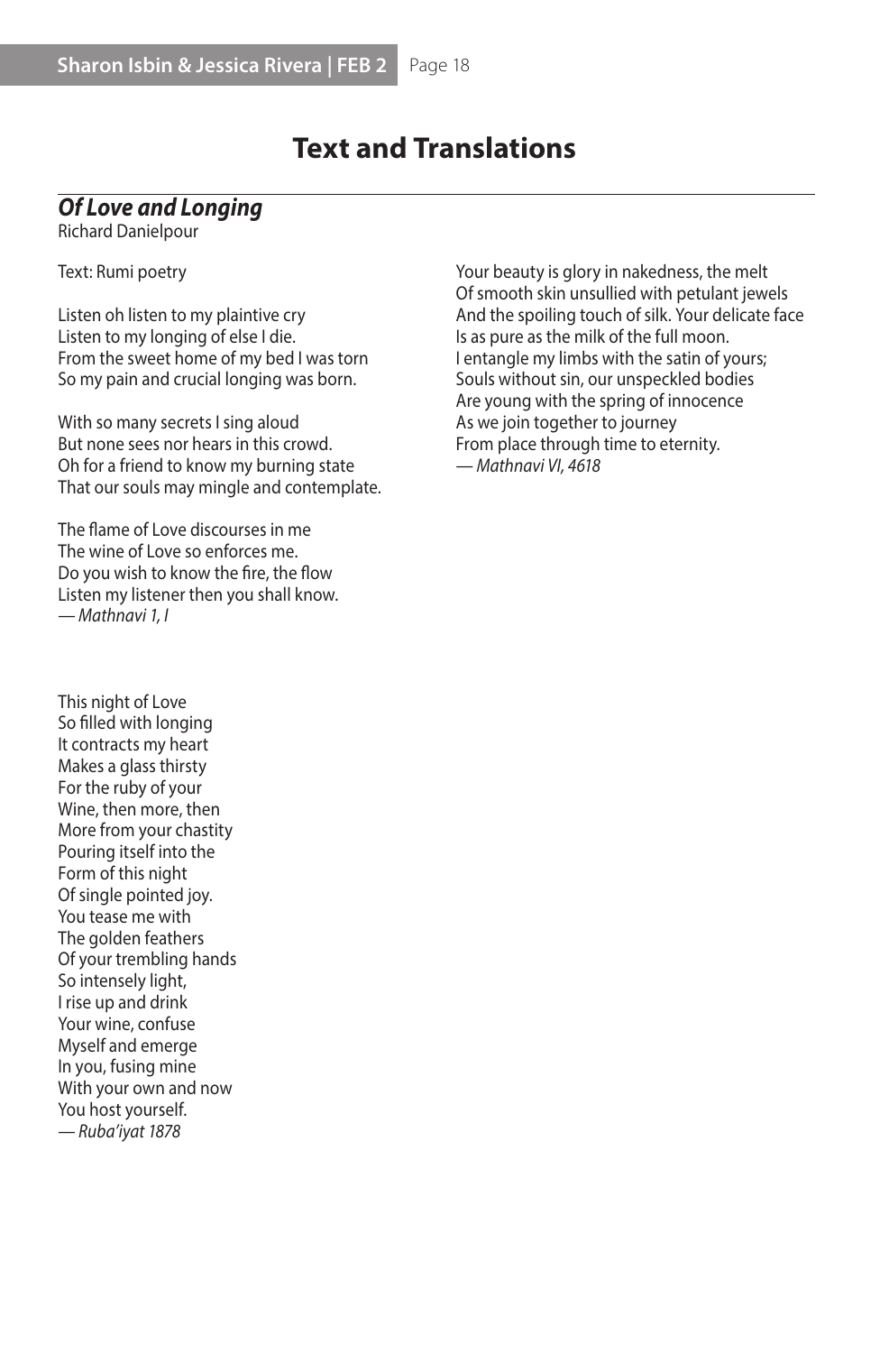# Text and Translations

## *Of Love and Longing*

Richard Danielpour

Text: Rumi poetry

Listen oh listen to my plaintive cry  
Listen to my longing of else I die.  
From the sweet home of my bed I was torn  
So my pain and crucial longing was born.

With so many secrets I sing aloud  
But none sees nor hears in this crowd.  
Oh for a friend to know my burning state  
That our souls may mingle and contemplate.

The flame of Love discourses in me  
The wine of Love so enforces me.  
Do you wish to know the fire, the flow  
Listen my listener then you shall know.  
*— Mathnavi 1, I*

This night of Love  
So filled with longing  
It contracts my heart  
Makes a glass thirsty  
For the ruby of your  
Wine, then more, then  
More from your chastity  
Pouring itself into the  
Form of this night  
Of single pointed joy.  
You tease me with  
The golden feathers  
Of your trembling hands  
So intensely light,  
I rise up and drink  
Your wine, confuse  
Myself and emerge  
In you, fusing mine  
With your own and now  
You host yourself.  
*— Ruba'iyat 1878*

Your beauty is glory in nakedness, the melt  
Of smooth skin unsullied with petulant jewels  
And the spoiling touch of silk. Your delicate face  
Is as pure as the milk of the full moon.  
I entangle my limbs with the satin of yours;  
Souls without sin, our unspeckled bodies  
Are young with the spring of innocence  
As we join together to journey  
From place through time to eternity.  
*— Mathnavi VI, 4618*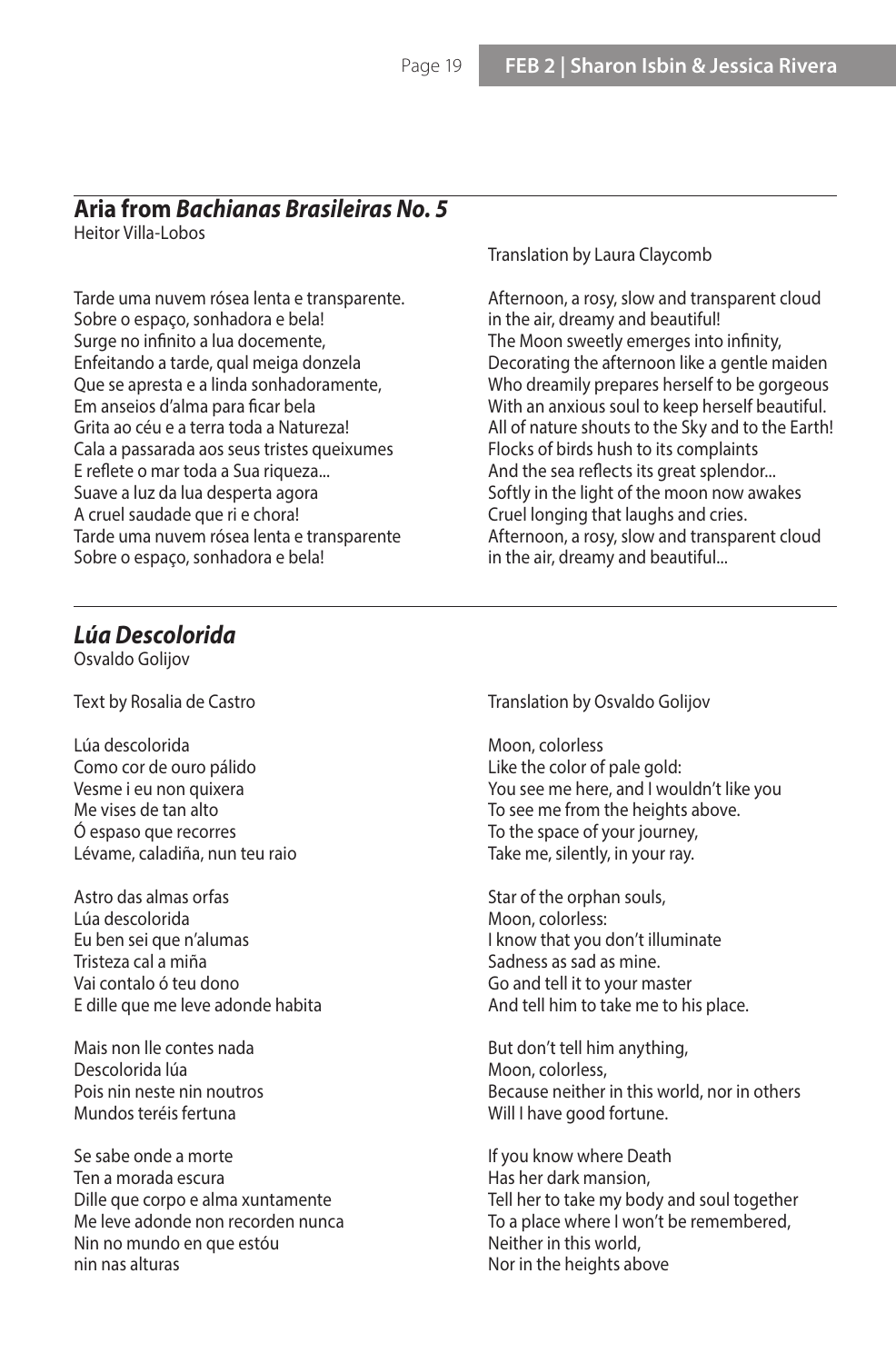## Aria from *Bachianas Brasileiras No. 5*

Heitor Villa-Lobos

Translation by Laura Claycomb

Tarde uma nuvem rósea lenta e transparente.
Sobre o espaço, sonhadora e bela!
Surge no infinito a lua docemente,
Enfeitando a tarde, qual meiga donzela
Que se apresta e a linda sonhadoramente,
Em anseios d'alma para ficar bela
Grita ao céu e a terra toda a Natureza!
Cala a passarada aos seus tristes queixumes
E reflete o mar toda a Sua riqueza...
Suave a luz da lua desperta agora
A cruel saudade que ri e chora!
Tarde uma nuvem rósea lenta e transparente
Sobre o espaço, sonhadora e bela!

Afternoon, a rosy, slow and transparent cloud
in the air, dreamy and beautiful!
The Moon sweetly emerges into infinity,
Decorating the afternoon like a gentle maiden
Who dreamily prepares herself to be gorgeous
With an anxious soul to keep herself beautiful.
All of nature shouts to the Sky and to the Earth!
Flocks of birds hush to its complaints
And the sea reflects its great splendor...
Softly in the light of the moon now awakes
Cruel longing that laughs and cries.
Afternoon, a rosy, slow and transparent cloud
in the air, dreamy and beautiful...

## *Lúa Descolorida*

Osvaldo Golijov

Text by Rosalia de Castro

Translation by Osvaldo Golijov

Lúa descolorida
Como cor de ouro pálido
Vesme i eu non quixera
Me vises de tan alto
Ó espaso que recorres
Lévame, caladiña, nun teu raio

Astro das almas orfas
Lúa descolorida
Eu ben sei que n'alumas
Tristeza cal a miña
Vai contalo ó teu dono
E dille que me leve adonde habita

Mais non lle contes nada
Descolorida lúa
Pois nin neste nin noutros
Mundos teréis fertuna

Se sabe onde a morte
Ten a morada escura
Dille que corpo e alma xuntamente
Me leve adonde non recorden nunca
Nin no mundo en que estóu
nin nas alturas

Moon, colorless
Like the color of pale gold:
You see me here, and I wouldn't like you
To see me from the heights above.
To the space of your journey,
Take me, silently, in your ray.

Star of the orphan souls,
Moon, colorless:
I know that you don't illuminate
Sadness as sad as mine.
Go and tell it to your master
And tell him to take me to his place.

But don't tell him anything,
Moon, colorless,
Because neither in this world, nor in others
Will I have good fortune.

If you know where Death
Has her dark mansion,
Tell her to take my body and soul together
To a place where I won't be remembered,
Neither in this world,
Nor in the heights above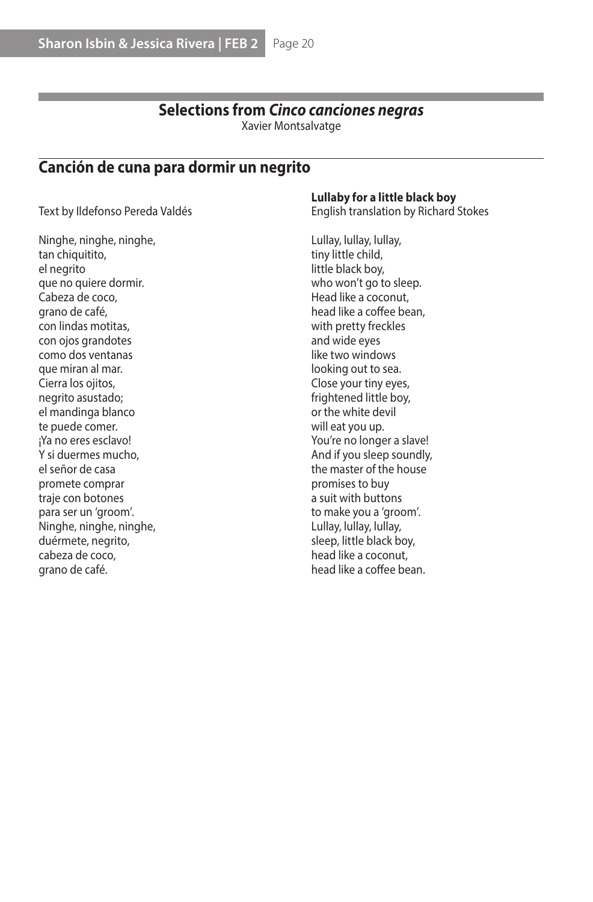## Selections from *Cinco canciones negras*

Xavier Montsalvatge

### Canción de cuna para dormir un negrito

Text by Ildefonso Pereda Valdés

Ninghe, ninghe, ninghe,
tan chiquitito,
el negrito
que no quiere dormir.
Cabeza de coco,
grano de café,
con lindas motitas,
con ojos grandotes
como dos ventanas
que miran al mar.
Cierra los ojitos,
negrito asustado;
el mandinga blanco
te puede comer.
¡Ya no eres esclavo!
Y si duermes mucho,
el señor de casa
promete comprar
traje con botones
para ser un 'groom'.
Ninghe, ninghe, ninghe,
duérmete, negrito,
cabeza de coco,
grano de café.

**Lullaby for a little black boy**
English translation by Richard Stokes

Lullay, lullay, lullay,
tiny little child,
little black boy,
who won't go to sleep.
Head like a coconut,
head like a coffee bean,
with pretty freckles
and wide eyes
like two windows
looking out to sea.
Close your tiny eyes,
frightened little boy,
or the white devil
will eat you up.
You're no longer a slave!
And if you sleep soundly,
the master of the house
promises to buy
a suit with buttons
to make you a 'groom'.
Lullay, lullay, lullay,
sleep, little black boy,
head like a coconut,
head like a coffee bean.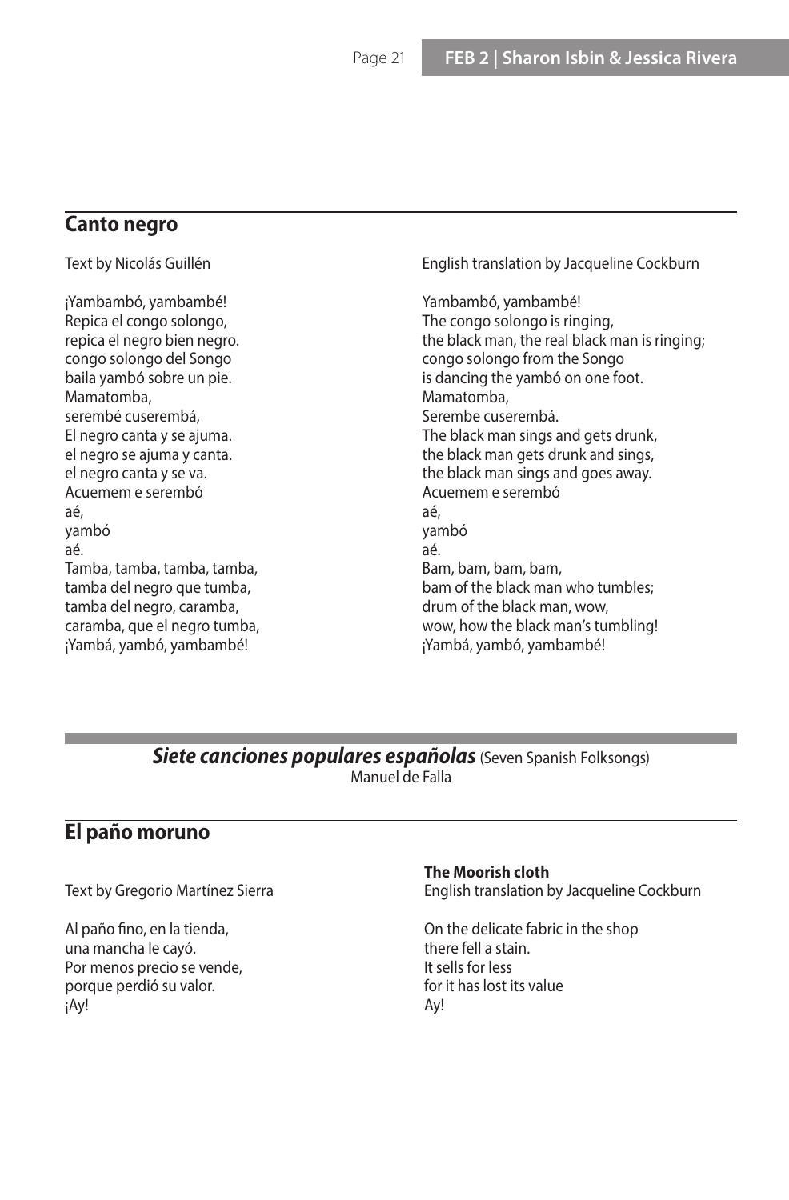## Canto negro

Text by Nicolás Guillén

¡Yambambó, yambambé!
Repica el congo solongo,
repica el negro bien negro.
congo solongo del Songo
baila yambó sobre un pie.
Mamatomba,
serembé cuserembá,
El negro canta y se ajuma.
el negro se ajuma y canta.
el negro canta y se va.
Acuemem e serembó
aé,
yambó
aé.
Tamba, tamba, tamba, tamba,
tamba del negro que tumba,
tamba del negro, caramba,
caramba, que el negro tumba,
¡Yambá, yambó, yambambé!

English translation by Jacqueline Cockburn

Yambambó, yambambé!
The congo solongo is ringing,
the black man, the real black man is ringing;
congo solongo from the Songo
is dancing the yambó on one foot.
Mamatomba,
Serembe cuserembá.
The black man sings and gets drunk,
the black man gets drunk and sings,
the black man sings and goes away.
Acuemem e serembó
aé,
yambó
aé.
Bam, bam, bam, bam,
bam of the black man who tumbles;
drum of the black man, wow,
wow, how the black man's tumbling!
¡Yambá, yambó, yambambé!

# ***Siete canciones populares españolas*** (Seven Spanish Folksongs)

Manuel de Falla

## El paño moruno

Text by Gregorio Martínez Sierra

Al paño fino, en la tienda,
una mancha le cayó.
Por menos precio se vende,
porque perdió su valor.
¡Ay!

**The Moorish cloth**

English translation by Jacqueline Cockburn

On the delicate fabric in the shop
there fell a stain.
It sells for less
for it has lost its value
Ay!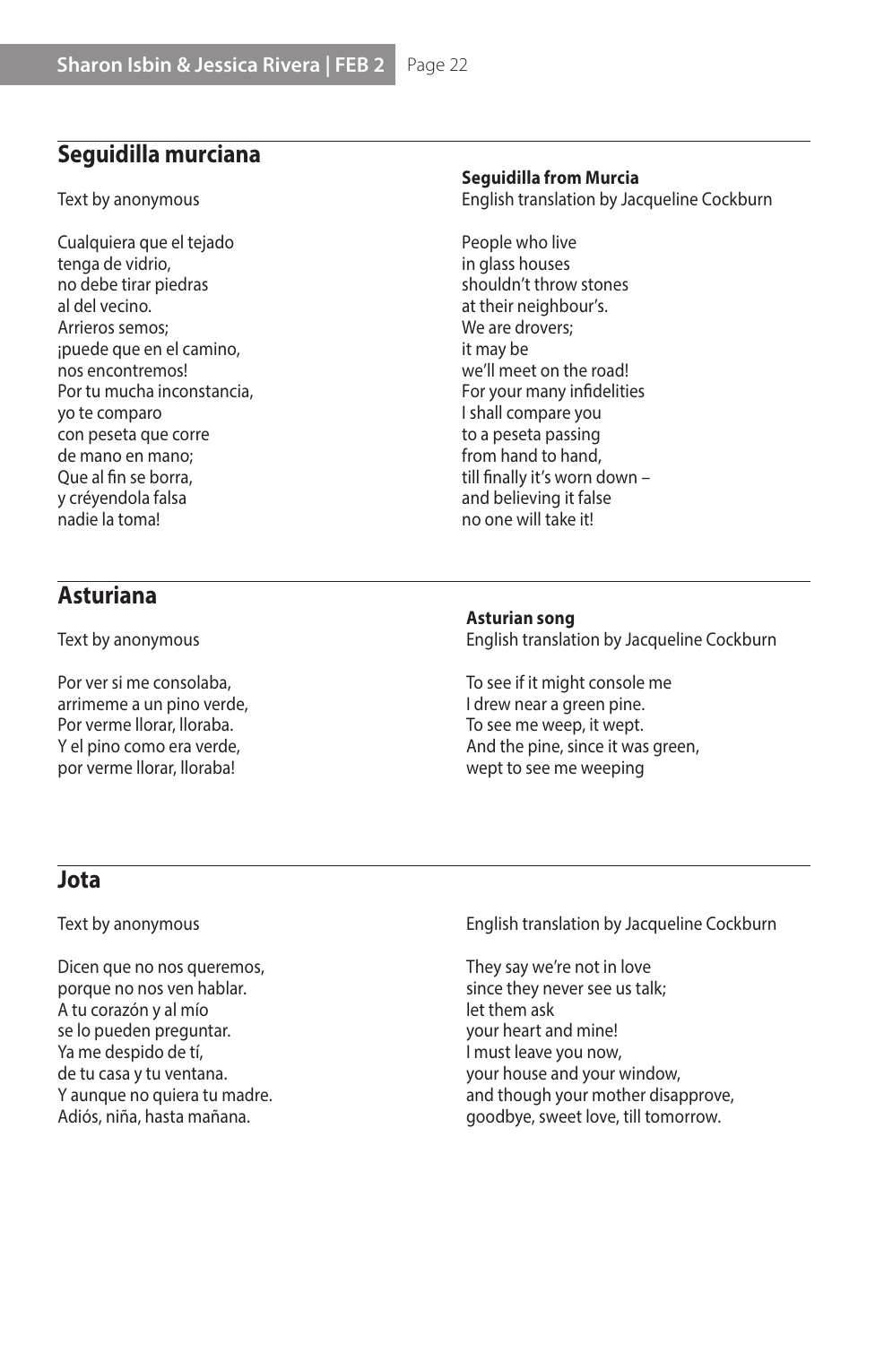## Seguidilla murciana

Text by anonymous

Cualquiera que el tejado
tenga de vidrio,
no debe tirar piedras
al del vecino.
Arrieros semos;
¡puede que en el camino,
nos encontremos!
Por tu mucha inconstancia,
yo te comparo
con peseta que corre
de mano en mano;
Que al fin se borra,
y créyendola falsa
nadie la toma!

**Seguidilla from Murcia**
English translation by Jacqueline Cockburn

People who live
in glass houses
shouldn't throw stones
at their neighbour's.
We are drovers;
it may be
we'll meet on the road!
For your many infidelities
I shall compare you
to a peseta passing
from hand to hand,
till finally it's worn down –
and believing it false
no one will take it!

## Asturiana

Text by anonymous

Por ver si me consolaba,
arrimeme a un pino verde,
Por verme llorar, lloraba.
Y el pino como era verde,
por verme llorar, lloraba!

**Asturian song**
English translation by Jacqueline Cockburn

To see if it might console me
I drew near a green pine.
To see me weep, it wept.
And the pine, since it was green,
wept to see me weeping

## Jota

Text by anonymous

Dicen que no nos queremos,
porque no nos ven hablar.
A tu corazón y al mío
se lo pueden preguntar.
Ya me despido de tí,
de tu casa y tu ventana.
Y aunque no quiera tu madre.
Adiós, niña, hasta mañana.

English translation by Jacqueline Cockburn

They say we're not in love
since they never see us talk;
let them ask
your heart and mine!
I must leave you now,
your house and your window,
and though your mother disapprove,
goodbye, sweet love, till tomorrow.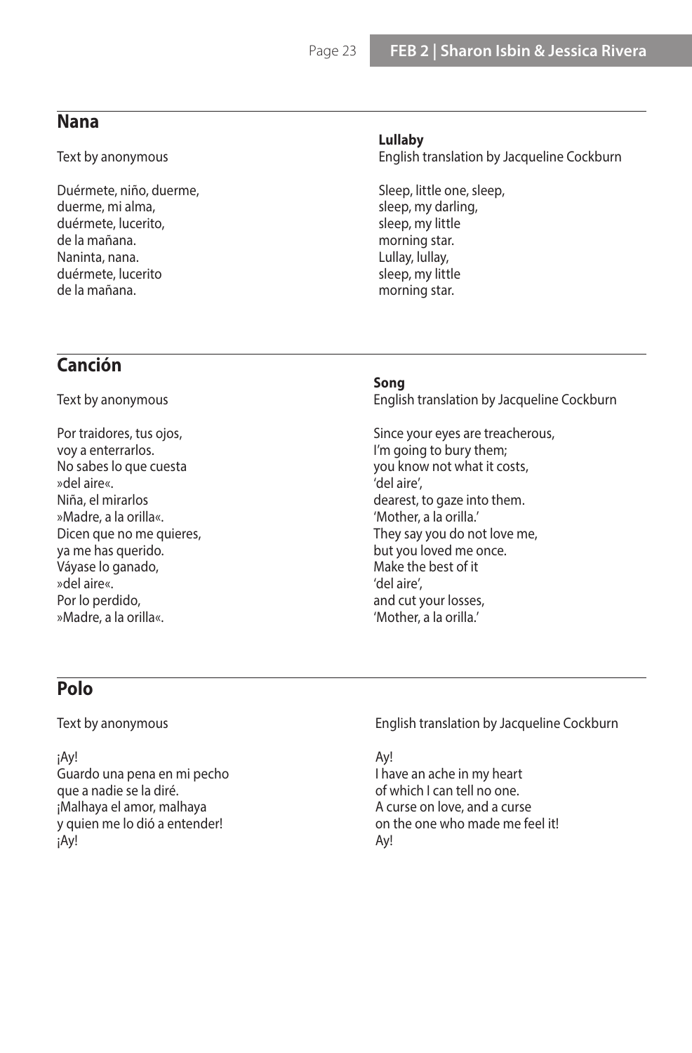## Nana

Text by anonymous

Duérmete, niño, duerme,
duerme, mi alma,
duérmete, lucerito,
de la mañana.
Naninta, nana.
duérmete, lucerito
de la mañana.

**Lullaby**
English translation by Jacqueline Cockburn

Sleep, little one, sleep,
sleep, my darling,
sleep, my little
morning star.
Lullay, lullay,
sleep, my little
morning star.

## Canción

Text by anonymous

Por traidores, tus ojos,
voy a enterrarlos.
No sabes lo que cuesta
»del aire«.
Niña, el mirarlos
»Madre, a la orilla«.
Dicen que no me quieres,
ya me has querido.
Váyase lo ganado,
»del aire«.
Por lo perdido,
»Madre, a la orilla«.

**Song**
English translation by Jacqueline Cockburn

Since your eyes are treacherous,
I'm going to bury them;
you know not what it costs,
'del aire',
dearest, to gaze into them.
'Mother, a la orilla.'
They say you do not love me,
but you loved me once.
Make the best of it
'del aire',
and cut your losses,
'Mother, a la orilla.'

## Polo

Text by anonymous

¡Ay!
Guardo una pena en mi pecho
que a nadie se la diré.
¡Malhaya el amor, malhaya
y quien me lo dió a entender!
¡Ay!

English translation by Jacqueline Cockburn

Ay!
I have an ache in my heart
of which I can tell no one.
A curse on love, and a curse
on the one who made me feel it!
Ay!